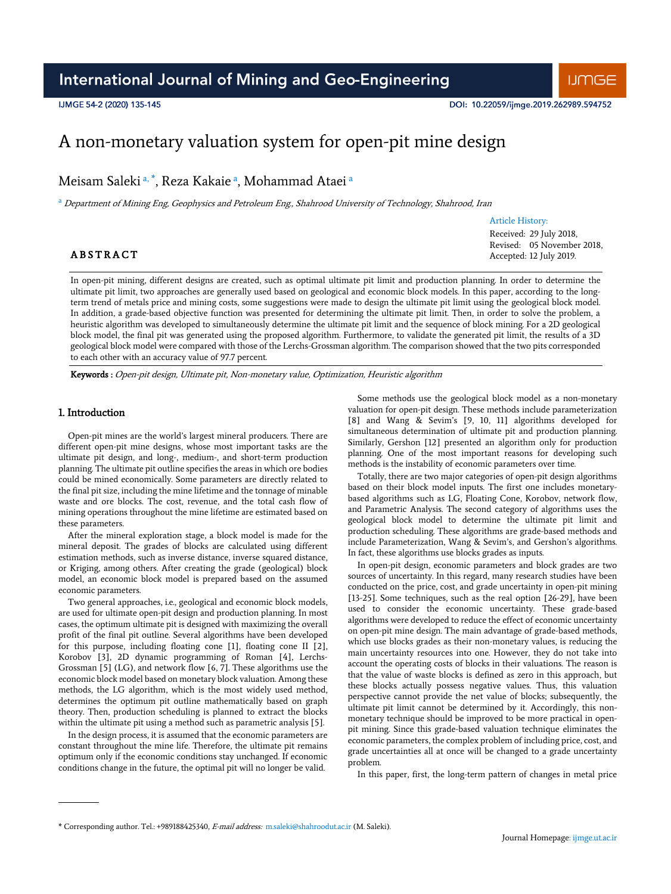# A non-monetary valuation system for open-pit mine design

Meisam Saleki [a,*], Reza Kakaie [a], Mohammad Ataei [a]

[a] *Department of Mining Eng, Geophysics and Petroleum Eng., Shahrood University of Technology, Shahrood, Iran*

Article History:
Received: 29 July 2018,
Revised: 05 November 2018,
Accepted: 12 July 2019.

## ABSTRACT

In open-pit mining, different designs are created, such as optimal ultimate pit limit and production planning. In order to determine the ultimate pit limit, two approaches are generally used based on geological and economic block models. In this paper, according to the long-term trend of metals price and mining costs, some suggestions were made to design the ultimate pit limit using the geological block model. In addition, a grade-based objective function was presented for determining the ultimate pit limit. Then, in order to solve the problem, a heuristic algorithm was developed to simultaneously determine the ultimate pit limit and the sequence of block mining. For a 2D geological block model, the final pit was generated using the proposed algorithm. Furthermore, to validate the generated pit limit, the results of a 3D geological block model were compared with those of the Lerchs-Grossman algorithm. The comparison showed that the two pits corresponded to each other with an accuracy value of 97.7 percent.

**Keywords :** *Open-pit design, Ultimate pit, Non-monetary value, Optimization, Heuristic algorithm*

## 1. Introduction

Open-pit mines are the world's largest mineral producers. There are different open-pit mine designs, whose most important tasks are the ultimate pit design, and long-, medium-, and short-term production planning. The ultimate pit outline specifies the areas in which ore bodies could be mined economically. Some parameters are directly related to the final pit size, including the mine lifetime and the tonnage of minable waste and ore blocks. The cost, revenue, and the total cash flow of mining operations throughout the mine lifetime are estimated based on these parameters.

After the mineral exploration stage, a block model is made for the mineral deposit. The grades of blocks are calculated using different estimation methods, such as inverse distance, inverse squared distance, or Kriging, among others. After creating the grade (geological) block model, an economic block model is prepared based on the assumed economic parameters.

Two general approaches, i.e., geological and economic block models, are used for ultimate open-pit design and production planning. In most cases, the optimum ultimate pit is designed with maximizing the overall profit of the final pit outline. Several algorithms have been developed for this purpose, including floating cone [1], floating cone II [2], Korobov [3], 2D dynamic programming of Roman [4], Lerchs-Grossman [5] (LG), and network flow [6, 7]. These algorithms use the economic block model based on monetary block valuation. Among these methods, the LG algorithm, which is the most widely used method, determines the optimum pit outline mathematically based on graph theory. Then, production scheduling is planned to extract the blocks within the ultimate pit using a method such as parametric analysis [5].

In the design process, it is assumed that the economic parameters are constant throughout the mine life. Therefore, the ultimate pit remains optimum only if the economic conditions stay unchanged. If economic conditions change in the future, the optimal pit will no longer be valid.

Some methods use the geological block model as a non-monetary valuation for open-pit design. These methods include parameterization [8] and Wang & Sevim's [9, 10, 11] algorithms developed for simultaneous determination of ultimate pit and production planning. Similarly, Gershon [12] presented an algorithm only for production planning. One of the most important reasons for developing such methods is the instability of economic parameters over time.

Totally, there are two major categories of open-pit design algorithms based on their block model inputs. The first one includes monetary-based algorithms such as LG, Floating Cone, Korobov, network flow, and Parametric Analysis. The second category of algorithms uses the geological block model to determine the ultimate pit limit and production scheduling. These algorithms are grade-based methods and include Parameterization, Wang & Sevim's, and Gershon's algorithms. In fact, these algorithms use blocks grades as inputs.

In open-pit design, economic parameters and block grades are two sources of uncertainty. In this regard, many research studies have been conducted on the price, cost, and grade uncertainty in open-pit mining [13-25]. Some techniques, such as the real option [26-29], have been used to consider the economic uncertainty. These grade-based algorithms were developed to reduce the effect of economic uncertainty on open-pit mine design. The main advantage of grade-based methods, which use blocks grades as their non-monetary values, is reducing the main uncertainty resources into one. However, they do not take into account the operating costs of blocks in their valuations. The reason is that the value of waste blocks is defined as zero in this approach, but these blocks actually possess negative values. Thus, this valuation perspective cannot provide the net value of blocks; subsequently, the ultimate pit limit cannot be determined by it. Accordingly, this non-monetary technique should be improved to be more practical in open-pit mining. Since this grade-based valuation technique eliminates the economic parameters, the complex problem of including price, cost, and grade uncertainties all at once will be changed to a grade uncertainty problem.

In this paper, first, the long-term pattern of changes in metal price

* Corresponding author. Tel.: +989188425340, *E-mail address:* m.saleki@shahroodut.ac.ir (M. Saleki).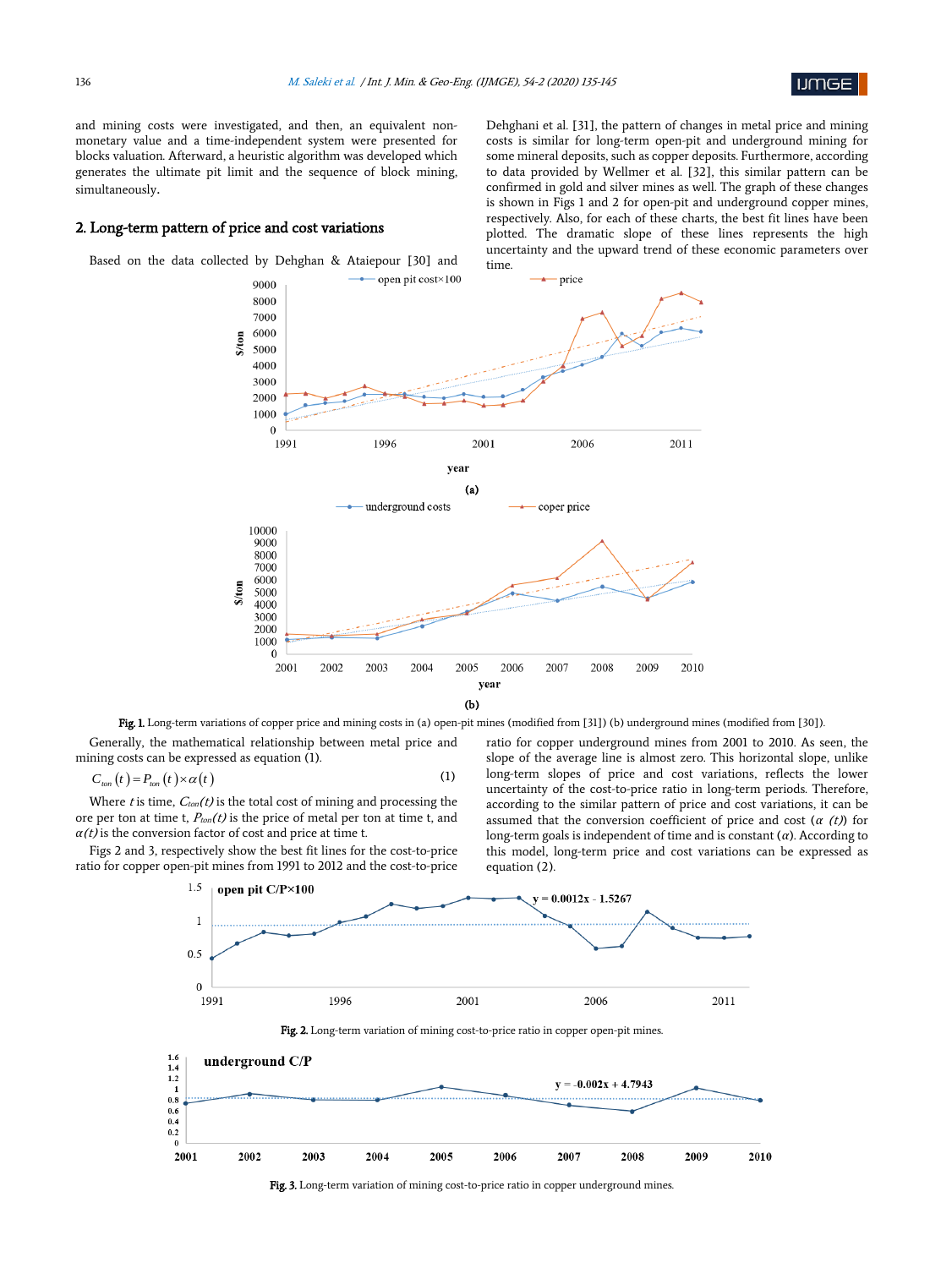and mining costs were investigated, and then, an equivalent non-monetary value and a time-independent system were presented for blocks valuation. Afterward, a heuristic algorithm was developed which generates the ultimate pit limit and the sequence of block mining, simultaneously.

## 2. Long-term pattern of price and cost variations

Based on the data collected by Dehghan & Ataiepour [30] and Dehghani et al. [31], the pattern of changes in metal price and mining costs is similar for long-term open-pit and underground mining for some mineral deposits, such as copper deposits. Furthermore, according to the data provided by Wellmer et al. [32], this similar pattern can be confirmed in gold and silver mines as well. The graph of these changes is shown in Figs 1 and 2 for open-pit and underground copper mines, respectively. Also, for each of these charts, the best fit lines have been plotted. The dramatic slope of these lines represents the high uncertainty and the upward trend of these economic parameters over time.

Fig. 1. Long-term variations of copper price and mining costs in (a) open-pit mines (modified from [31]) (b) underground mines (modified from [30]).

Generally, the mathematical relationship between metal price and mining costs can be expressed as equation (1).

$$C_{ton}(t) = P_{ton}(t) \times \alpha(t) \tag{1}$$

Where *t* is time, $C_{ton}(t)$ is the total cost of mining and processing the ore per ton at time t, $P_{ton}(t)$ is the price of metal per ton at time t, and $\alpha(t)$ is the conversion factor of cost and price at time t.

Figs 2 and 3, respectively show the best fit lines for the cost-to-price ratio for copper open-pit mines from 1991 to 2012 and the cost-to-price ratio for copper underground mines from 2001 to 2010. As seen, the slope of the average line is almost zero. This horizontal slope, unlike long-term slopes of price and cost variations, reflects the lower uncertainty of the cost-to-price ratio in long-term periods. Therefore, according to the similar pattern of price and cost variations, it can be assumed that the conversion coefficient of price and cost ($\alpha$ $(t)$) for long-term goals is independent of time and is constant ($\alpha$). According to this model, long-term price and cost variations can be expressed as equation (2).

Fig. 2. Long-term variation of mining cost-to-price ratio in copper open-pit mines.

Fig. 3. Long-term variation of mining cost-to-price ratio in copper underground mines.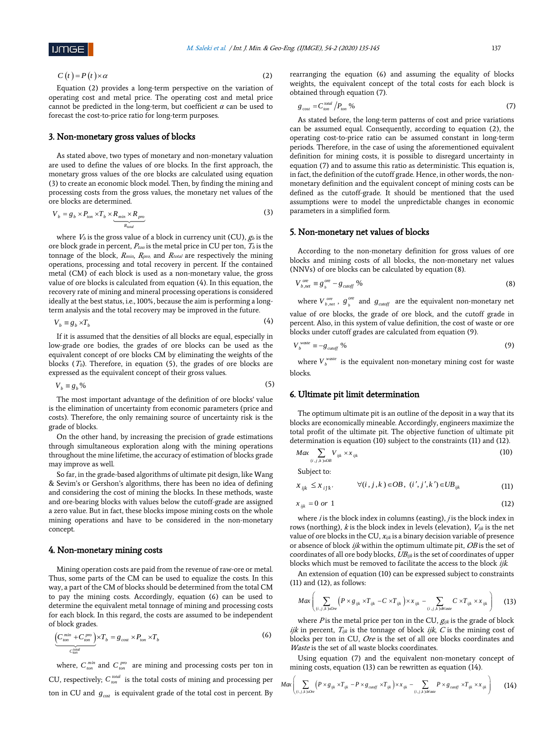$$C(t) = P(t) \times \alpha \tag{2}$$

Equation (2) provides a long-term perspective on the variation of operating cost and metal price. The operating cost and metal price cannot be predicted in the long-term, but coefficient $\alpha$ can be used to forecast the cost-to-price ratio for long-term purposes.

## 3. Non-monetary gross values of blocks

As stated above, two types of monetary and non-monetary valuation are used to define the values of ore blocks. In the first approach, the monetary gross values of the ore blocks are calculated using equation (3) to create an economic block model. Then, by finding the mining and processing costs from the gross values, the monetary net values of the ore blocks are determined.

$$V_b = g_b \times P_{ton} \times T_b \times \underbrace{R_{min} \times R_{pro}}_{R_{total}} \tag{3}$$

where $V_b$ is the gross value of a block in currency unit (CU), $g_b$ is the ore block grade in percent, $P_{ton}$ is the metal price in CU per ton, $T_b$ is the tonnage of the block, $R_{min}$, $R_{pro}$, and $R_{total}$ are respectively the mining operations, processing and total recovery in percent. If the contained metal (CM) of each block is used as a non-monetary value, the gross value of ore blocks is calculated from equation (4). In this equation, the recovery rate of mining and mineral processing operations is considered ideally at the best status, i.e., 100%, because the aim is performing a long-term analysis and the total recovery may be improved in the future.

$$V_b \equiv g_b \times T_b \tag{4}$$

If it is assumed that the densities of all blocks are equal, especially in low-grade ore bodies, the grades of ore blocks can be used as the equivalent concept of ore blocks CM by eliminating the weights of the blocks ($T_b$). Therefore, in equation (5), the grades of ore blocks are expressed as the equivalent concept of their gross values.

$$V_b \equiv g_b \, \% \tag{5}$$

The most important advantage of the definition of ore blocks' value is the elimination of uncertainty from economic parameters (price and costs). Therefore, the only remaining source of uncertainty risk is the grade of blocks.

On the other hand, by increasing the precision of grade estimations through simultaneous exploration along with the mining operations throughout the mine lifetime, the accuracy of estimation of blocks grade may improve as well.

So far, in the grade-based algorithms of ultimate pit design, like Wang & Sevim's or Gershon's algorithms, there has been no idea of defining and considering the cost of mining the blocks. In these methods, waste and ore-bearing blocks with values below the cutoff-grade are assigned a zero value. But in fact, these blocks impose mining costs on the whole mining operations and have to be considered in the non-monetary concept.

## 4. Non-monetary mining costs

Mining operation costs are paid from the revenue of raw-ore or metal. Thus, some parts of the CM can be used to equalize the costs. In this way, a part of the CM of blocks should be determined from the total CM to pay the mining costs. Accordingly, equation (6) can be used to determine the equivalent metal tonnage of mining and processing costs for each block. In this regard, the costs are assumed to be independent of block grades.

$$\underbrace{\left(C_{ton}^{min} + C_{ton}^{pro}\right)}_{C_{ton}^{total}} \times T_b = g_{cost} \times P_{ton} \times T_b \tag{6}$$

where, $C_{ton}^{min}$ and $C_{ton}^{pro}$ are mining and processing costs per ton in CU, respectively; $C_{ton}^{total}$ is the total costs of mining and processing per ton in CU and $g_{cost}$ is equivalent grade of the total cost in percent. By rearranging the equation (6) and assuming the equality of blocks weights, the equivalent concept of the total costs for each block is obtained through equation (7).

$$g_{cost} = C_{ton}^{total} / P_{ton} \, \% \tag{7}$$

As stated before, the long-term patterns of cost and price variations can be assumed equal. Consequently, according to equation (2), the operating cost-to-price ratio can be assumed constant in long-term periods. Therefore, in the case of using the aforementioned equivalent definition for mining costs, it is possible to disregard uncertainty in equation (7) and to assume this ratio as deterministic. This equation is, in fact, the definition of the cutoff grade. Hence, in other words, the non-monetary definition and the equivalent concept of mining costs can be defined as the cutoff-grade. It should be mentioned that the used assumptions were to model the unpredictable changes in economic parameters in a simplified form.

## 5. Non-monetary net values of blocks

According to the non-monetary definition for gross values of ore blocks and mining costs of all blocks, the non-monetary net values (NNVs) of ore blocks can be calculated by equation (8).

$$V_{b,net}^{ore} \equiv g_b^{ore} - g_{cutoff} \, \% \tag{8}$$

where $V_{b,net}^{ore}$, $g_b^{ore}$ and $g_{cutoff}$ are the equivalent non-monetary net value of ore blocks, the grade of ore block, and the cutoff grade in percent. Also, in this system of value definition, the cost of waste or ore blocks under cutoff grades are calculated from equation (9).

$$V_b^{waste} \equiv -g_{cutoff} \, \% \tag{9}$$

where $V_b^{waste}$ is the equivalent non-monetary mining cost for waste blocks.

## 6. Ultimate pit limit determination

The optimum ultimate pit is an outline of the deposit in a way that its blocks are economically mineable. Accordingly, engineers maximize the total profit of the ultimate pit. The objective function of ultimate pit determination is equation (10) subject to the constraints (11) and (12).

$$Max \sum_{(i,j,k)\in OB} V_{ijk} \times x_{ijk} \tag{10}$$

Subject to:

$$x_{ijk} \le x_{i'j'k'}, \qquad \forall (i,j,k) \in OB,\ (i',j',k') \in UB_{ijk} \tag{11}$$

$$x_{ijk} = 0 \text{ or } 1 \tag{12}$$

where $i$ is the block index in columns (easting), $j$ is the block index in rows (northing), $k$ is the block index in levels (elevation), $V_{ijk}$ is the net value of ore blocks in the CU, $x_{ijk}$ is a binary decision variable of presence or absence of block $ijk$ within the optimum ultimate pit, $OB$ is the set of coordinates of all ore body blocks, $UB_{ijk}$ is the set of coordinates of upper blocks which must be removed to facilitate the access to the block $ijk$.

An extension of equation (10) can be expressed subject to constraints (11) and (12), as follows:

$$Max \left( \sum_{(i,j,k)\in Ore} \left(P \times g_{ijk} \times T_{ijk} - C \times T_{ijk}\right) \times x_{ijk} - \sum_{(i,j,k)\in Waste} C \times T_{ijk} \times x_{ijk} \right) \tag{13}$$

where $P$ is the metal price per ton in the CU, $g_{ijk}$ is the grade of block $ijk$ in percent, $T_{ijk}$ is the tonnage of block $ijk$, $C$ is the mining cost of blocks per ton in CU, $Ore$ is the set of all ore blocks coordinates and $Waste$ is the set of all waste blocks coordinates.

Using equation (7) and the equivalent non-monetary concept of mining costs, equation (13) can be rewritten as equation (14).

$$Max \left( \sum_{(i,j,k)\in Ore} \left(P \times g_{ijk} \times T_{ijk} - P \times g_{cutoff} \times T_{ijk}\right) \times x_{ijk} - \sum_{(i,j,k)\in Waste} P \times g_{cutoff} \times T_{ijk} \times x_{ijk} \right) \tag{14}$$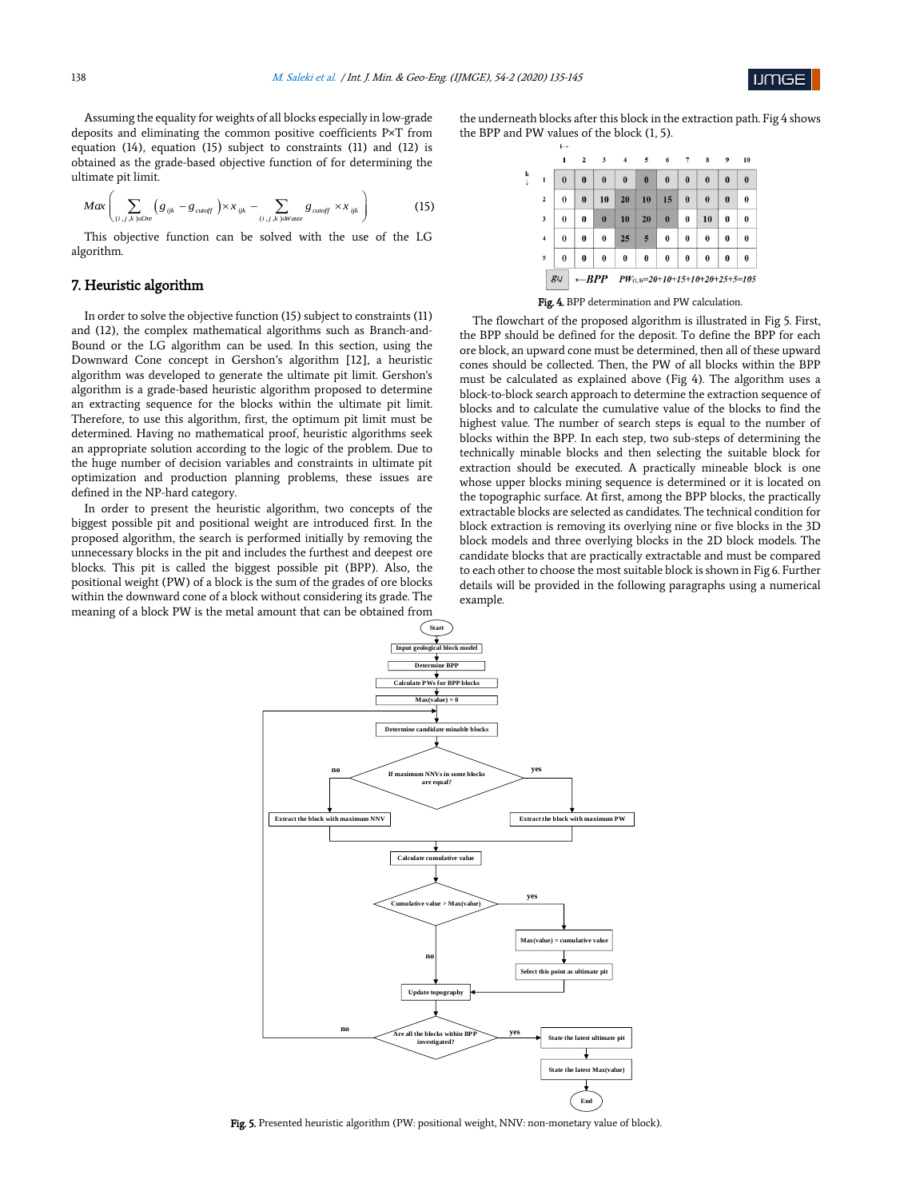Assuming the equality for weights of all blocks especially in low-grade deposits and eliminating the common positive coefficients P×T from equation (14), equation (15) subject to constraints (11) and (12) is obtained as the grade-based objective function of for determining the ultimate pit limit.

$$Max\left(\sum_{(i,j,k)\in Ore}\left(g_{ijk}-g_{cutoff}\right)\times x_{ijk}-\sum_{(i,j,k)\in Waste}g_{cutoff}\times x_{ijk}\right) \tag{15}$$

This objective function can be solved with the use of the LG algorithm.

## 7. Heuristic algorithm

In order to solve the objective function (15) subject to constraints (11) and (12), the complex mathematical algorithms such as Branch-and-Bound or the LG algorithm can be used. In this section, using the Downward Cone concept in Gershon's algorithm [12], a heuristic algorithm was developed to generate the ultimate pit limit. Gershon's algorithm is a grade-based heuristic algorithm proposed to determine an extracting sequence for the blocks within the ultimate pit limit. Therefore, to use this algorithm, first, the optimum pit limit must be determined. Having no mathematical proof, heuristic algorithms seek an appropriate solution according to the logic of the problem. Due to the huge number of decision variables and constraints in ultimate pit optimization and production planning problems, these issues are defined in the NP-hard category.

In order to present the heuristic algorithm, two concepts of the biggest possible pit and positional weight are introduced first. In the proposed algorithm, the search is performed initially by removing the unnecessary blocks in the pit and includes the furthest and deepest ore blocks. This pit is called the biggest possible pit (BPP). Also, the positional weight (PW) of a block is the sum of the grades of ore blocks within the downward cone of a block without considering its grade. The meaning of a block PW is the metal amount that can be obtained from the underneath blocks after this block in the extraction path. Fig 4 shows the BPP and PW values of the block (1, 5).

| k ↓ / i → | 1 | 2 | 3 | 4 | 5 | 6 | 7 | 8 | 9 | 10 |
|---|---|---|---|---|---|---|---|---|---|---|
| 1 | 0 | 0 | 0 | 0 | 0 | 0 | 0 | 0 | 0 | 0 |
| 2 | 0 | 0 | 10 | 20 | 10 | 15 | 0 | 0 | 0 | 0 |
| 3 | 0 | 0 | 0 | 10 | 20 | 0 | 0 | 10 | 0 | 0 |
| 4 | 0 | 0 | 0 | 25 | 5 | 0 | 0 | 0 | 0 | 0 |
| 5 | 0 | 0 | 0 | 0 | 0 | 0 | 0 | 0 | 0 | 0 |

$g_{ij}$ ←BPP $PW_{(1,5)}=20+10+15+10+20+25+5=105$

**Fig. 4.** BPP determination and PW calculation.

The flowchart of the proposed algorithm is illustrated in Fig 5. First, the BPP should be defined for the deposit. To define the BPP for each ore block, an upward cone must be determined, then all of these upward cones should be collected. Then, the PW of all blocks within the BPP must be calculated as explained above (Fig 4). The algorithm uses a block-to-block search approach to determine the extraction sequence of blocks and to calculate the cumulative value of the blocks to find the highest value. The number of search steps is equal to the number of blocks within the BPP. In each step, two sub-steps of determining the technically minable blocks and then selecting the suitable block for extraction should be executed. A practically mineable block is one whose upper blocks mining sequence is determined or it is located on the topographic surface. At first, among the BPP blocks, the practically extractable blocks are selected as candidates. The technical condition for block extraction is removing its overlying nine or five blocks in the 3D block models and three overlying blocks in the 2D block models. The candidate blocks that are practically extractable and must be compared to each other to choose the most suitable block is shown in Fig 6. Further details will be provided in the following paragraphs using a numerical example.

Start → Input geological block model → Determine BPP → Calculate PWs for BPP blocks → Max(value) = 0 → Determine candidate minable blocks → If maximum NNVs in some blocks are equal? (no: Extract the block with maximum NNV; yes: Extract the block with maximum PW) → Calculate cumulative value → Cumulative value > Max(value)? (yes: Max(value) = cumulative value → Select this point as ultimate pit; no) → Update topography → Are all the blocks within BPP investigated? (no: return to Determine candidate minable blocks; yes: State the latest ultimate pit → State the latest Max(value) → End)

**Fig. 5.** Presented heuristic algorithm (PW: positional weight, NNV: non-monetary value of block).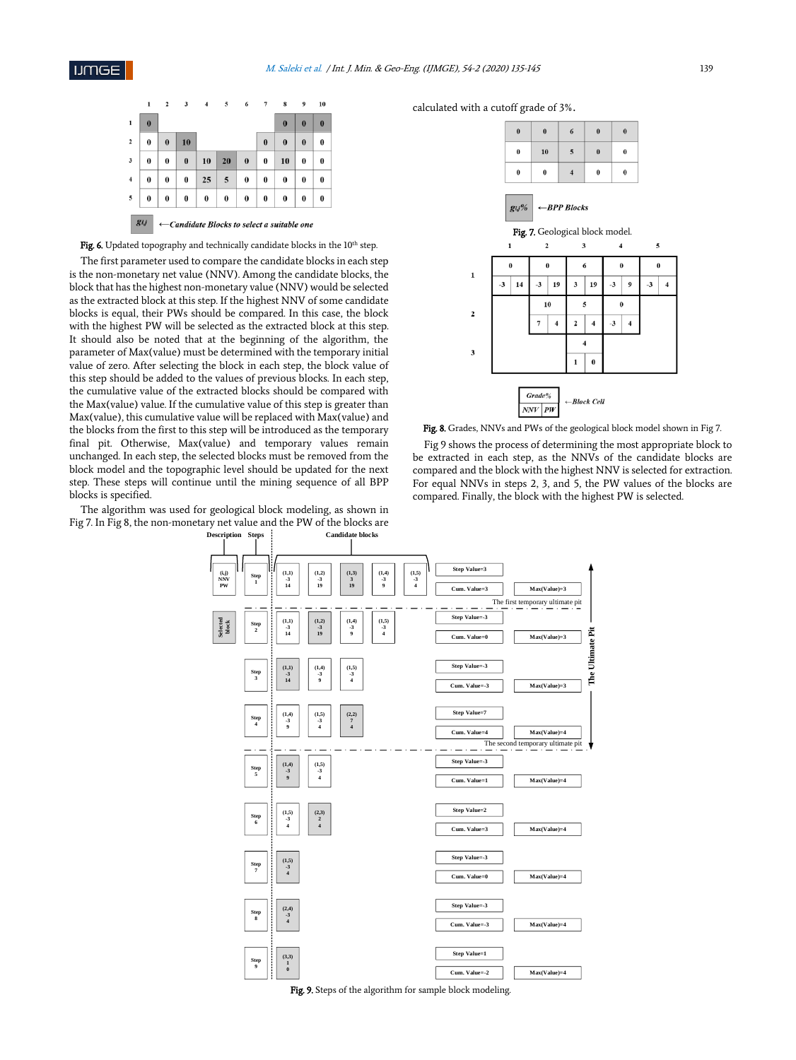|  | 1 | 2 | 3 | 4 | 5 | 6 | 7 | 8 | 9 | 10 |
|---|---|---|---|---|---|---|---|---|---|---|
| 1 | 0 |  |  |  |  |  |  | 0 | 0 | 0 |
| 2 | 0 | 0 | 10 |  |  |  | 0 | 0 | 0 | 0 |
| 3 | 0 | 0 | 0 | 10 | 20 | 0 | 0 | 10 | 0 | 0 |
| 4 | 0 | 0 | 0 | 25 | 5 | 0 | 0 | 0 | 0 | 0 |
| 5 | 0 | 0 | 0 | 0 | 0 | 0 | 0 | 0 | 0 | 0 |

$g_{i,j}$ ←*Candidate Blocks to select a suitable one*

**Fig. 6.** Updated topography and technically candidate blocks in the 10th step.

The first parameter used to compare the candidate blocks in each step is the non-monetary net value (NNV). Among the candidate blocks, the block that has the highest non-monetary value (NNV) would be selected as the extracted block at this step. If the highest NNV of some candidate blocks is equal, their PWs should be compared. In this case, the block with the highest PW will be selected as the extracted block at this step. It should also be noted that at the beginning of the algorithm, the parameter of Max(value) must be determined with the temporary initial value of zero. After selecting the block in each step, the block value of this step should be added to the values of previous blocks. In each step, the cumulative value of the extracted blocks should be compared with the Max(value) value. If the cumulative value of this step is greater than Max(value), this cumulative value will be replaced with Max(value) and the blocks from the first to this step will be introduced as the temporary final pit. Otherwise, Max(value) and temporary values remain unchanged. In each step, the selected blocks must be removed from the block model and the topographic level should be updated for the next step. These steps will continue until the mining sequence of all BPP blocks is specified.

The algorithm was used for geological block modeling, as shown in Fig 7. In Fig 8, the non-monetary net value and the PW of the blocks are calculated with a cutoff grade of 3%.

|  |  |  |  |  |
|---|---|---|---|---|
| 0 | 0 | 6 | 0 | 0 |
| 0 | 10 | 5 | 0 | 0 |
| 0 | 0 | 4 | 0 | 0 |

$g_{i,j}\%$ ←*BPP Blocks*

**Fig. 7.** Geological block model.

|  | 1 | 2 | 3 | 4 | 5 |
|---|---|---|---|---|---|
| 1 | 0 (-3, 14) | 0 (-3, 19) | 6 (3, 19) | 0 (-3, 9) | 0 (-3, 4) |
| 2 |  | 10 (7, 4) | 5 (2, 4) | 0 (-3, 4) |  |
| 3 |  |  | 4 (1, 0) |  |  |

Block Cell: Grade% (NNV, PW)

**Fig. 8.** Grades, NNVs and PWs of the geological block model shown in Fig 7.

Fig 9 shows the process of determining the most appropriate block to be extracted in each step, as the NNVs of the candidate blocks are compared and the block with the highest NNV is selected for extraction. For equal NNVs in steps 2, 3, and 5, the PW values of the blocks are compared. Finally, the block with the highest PW is selected.

| Steps | Candidate blocks (i,j) NNV PW | Step Value | Cum. Value | Max(Value) |
|---|---|---|---|---|
| Step 1 | (1,1) -3 14; (1,2) -3 19; **(1,3) 3 19**; (1,4) -3 9; (1,5) -3 4 | 3 | 3 | 3 |
| *The first temporary ultimate pit* | | | | |
| Step 2 | (1,1) -3 14; **(1,2) -3 19**; (1,4) -3 9; (1,5) -3 4 | -3 | 0 | 3 |
| Step 3 | **(1,1) -3 14**; (1,4) -3 9; (1,5) -3 4 | -3 | -3 | 3 |
| Step 4 | (1,4) -3 9; (1,5) -3 4; **(2,2) 7 4** | 7 | 4 | 4 |
| *The second temporary ultimate pit* | | | | |
| Step 5 | **(1,4) -3 9**; (1,5) -3 4 | -3 | 1 | 4 |
| Step 6 | (1,5) -3 4; **(2,3) 2 4** | 2 | 3 | 4 |
| Step 7 | **(1,5) -3 4** | -3 | 0 | 4 |
| Step 8 | **(2,4) -3 4** | -3 | -3 | 4 |
| Step 9 | **(3,3) 1 0** | 1 | -2 | 4 |

Selected block (shaded). The Ultimate Pit: Steps 1–4.

**Fig. 9.** Steps of the algorithm for sample block modeling.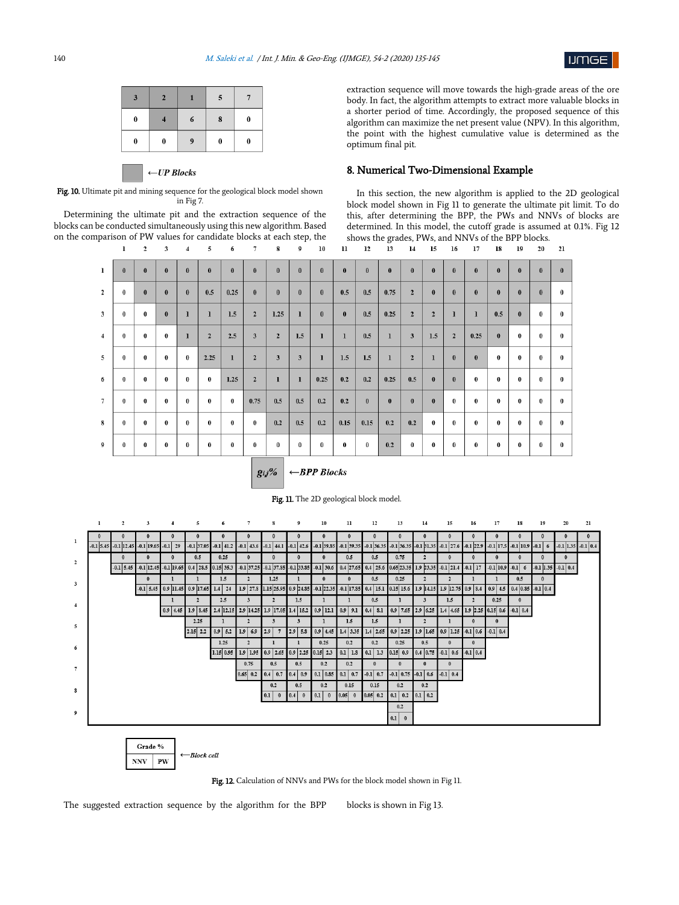| 3 | 2 | 1 | 5 | 7 |
|---|---|---|---|---|
| 0 | 4 | 6 | 8 | 0 |
| 0 | 0 | 9 | 0 | 0 |

←*UP Blocks*

**Fig. 10.** Ultimate pit and mining sequence for the geological block model shown in Fig 7.

Determining the ultimate pit and the extraction sequence of the blocks can be conducted simultaneously using this new algorithm. Based on the comparison of PW values for candidate blocks at each step, the extraction sequence will move towards the high-grade areas of the ore body. In fact, the algorithm attempts to extract more valuable blocks in a shorter period of time. Accordingly, the proposed sequence of this algorithm can maximize the net present value (NPV). In this algorithm, the point with the highest cumulative value is determined as the optimum final pit.

## 8. Numerical Two-Dimensional Example

In this section, the new algorithm is applied to the 2D geological block model shown in Fig 11 to generate the ultimate pit limit. To do this, after determining the BPP, the PWs and NNVs of blocks are determined. In this model, the cutoff grade is assumed at 0.1%. Fig 12 shows the grades, PWs, and NNVs of the BPP blocks.

| | 1 | 2 | 3 | 4 | 5 | 6 | 7 | 8 | 9 | 10 | 11 | 12 | 13 | 14 | 15 | 16 | 17 | 18 | 19 | 20 | 21 |
|---|---|---|---|---|---|---|---|---|---|---|---|---|---|---|---|---|---|---|---|---|---|
| 1 | 0 | 0 | 0 | 0 | 0 | 0 | 0 | 0 | 0 | 0 | 0 | 0 | 0 | 0 | 0 | 0 | 0 | 0 | 0 | 0 | 0 |
| 2 | 0 | 0 | 0 | 0 | 0.5 | 0.25 | 0 | 0 | 0 | 0 | 0.5 | 0.5 | 0.75 | 2 | 0 | 0 | 0 | 0 | 0 | 0 | 0 |
| 3 | 0 | 0 | 0 | 1 | 1 | 1.5 | 2 | 1.25 | 1 | 0 | 0 | 0.5 | 0.25 | 2 | 2 | 1 | 1 | 0.5 | 0 | 0 | 0 |
| 4 | 0 | 0 | 0 | 1 | 2 | 2.5 | 3 | 2 | 1.5 | 1 | 1 | 0.5 | 1 | 3 | 1.5 | 2 | 0.25 | 0 | 0 | 0 | 0 |
| 5 | 0 | 0 | 0 | 0 | 2.25 | 1 | 2 | 3 | 3 | 1 | 1.5 | 1.5 | 1 | 2 | 1 | 0 | 0 | 0 | 0 | 0 | 0 |
| 6 | 0 | 0 | 0 | 0 | 0 | 1.25 | 2 | 1 | 1 | 0.25 | 0.2 | 0.2 | 0.25 | 0.5 | 0 | 0 | 0 | 0 | 0 | 0 | 0 |
| 7 | 0 | 0 | 0 | 0 | 0 | 0 | 0.75 | 0.5 | 0.5 | 0.2 | 0.2 | 0 | 0 | 0 | 0 | 0 | 0 | 0 | 0 | 0 | 0 |
| 8 | 0 | 0 | 0 | 0 | 0 | 0 | 0 | 0.2 | 0.5 | 0.2 | 0.15 | 0.15 | 0.2 | 0.2 | 0 | 0 | 0 | 0 | 0 | 0 | 0 |
| 9 | 0 | 0 | 0 | 0 | 0 | 0 | 0 | 0 | 0 | 0 | 0 | 0 | 0.2 | 0 | 0 | 0 | 0 | 0 | 0 | 0 | 0 |

$g_{i,j}\%$ ←*BPP Blocks*

**Fig. 11.** The 2D geological block model.

Block cell: Grade % / NNV / PW

| | 1 | 2 | 3 | 4 | 5 | 6 | 7 | 8 | 9 | 10 | 11 | 12 | 13 | 14 | 15 | 16 | 17 | 18 | 19 | 20 | 21 |
|---|---|---|---|---|---|---|---|---|---|---|---|---|---|---|---|---|---|---|---|---|---|
| 1 | 0 / -0.1 / 5.45 | 0 / -0.1 / 12.45 | 0 / -0.1 / 19.65 | 0 / -0.1 / 29 | 0 / -0.1 / 37.05 | 0 / -0.1 / 41.2 | 0 / -0.1 / 43.6 | 0 / -0.1 / 44.1 | 0 / -0.1 / 42.6 | 0 / -0.1 / 39.85 | 0 / -0.1 / 39.35 | 0 / -0.1 / 36.35 | 0 / -0.1 / 36.35 | 0 / -0.1 / 31.35 | 0 / -0.1 / 27.6 | 0 / -0.1 / 22.9 | 0 / -0.1 / 17.5 | 0 / -0.1 / 10.9 | 0 / -0.1 / 6 | 0 / -0.1 / 1.35 | 0 / -0.1 / 0.4 |
| 2 | | 0 / -0.1 / 5.45 | 0 / -0.1 / 12.45 | 0 / -0.1 / 19.65 | 0.5 / 0.4 / 28.5 | 0.25 / 0.15 / 35.3 | 0 / -0.1 / 37.25 | 0 / -0.1 / 37.85 | 0 / -0.1 / 33.85 | 0 / -0.1 / 30.6 | 0.5 / 0.4 / 27.65 | 0.5 / 0.4 / 25.6 | 0.75 / 0.65 / 23.35 | 2 / 1.9 / 23.35 | 0 / -0.1 / 21.4 | 0 / -0.1 / 17 | 0 / -0.1 / 10.9 | 0 / -0.1 / 6 | 0 / -0.1 / 1.35 | 0 / -0.1 / 0.4 | |
| 3 | | | 0 / -0.1 / 5.45 | 1 / 0.9 / 11.45 | 1 / 0.9 / 17.65 | 1.5 / 1.4 / 24 | 2 / 1.9 / 27.8 | 1.25 / 1.15 / 25.95 | 1 / 0.9 / 24.85 | 0 / -0.1 / 22.35 | 0 / -0.1 / 17.85 | 0.5 / 0.4 / 15.1 | 0.25 / 0.15 / 15.6 | 2 / 1.9 / 14.15 | 2 / 1.9 / 12.75 | 1 / 0.9 / 8.4 | 1 / 0.9 / 4.5 | 0.5 / 0.4 / 0.85 | 0 / -0.1 / 0.4 | | |
| 4 | | | | 1 / 0.9 / 4.45 | 2 / 1.9 / 8.45 | 2.5 / 2.4 / 12.15 | 3 / 2.9 / 14.25 | 2 / 1.9 / 17.05 | 1.5 / 1.4 / 15.2 | 1 / 0.9 / 12.1 | 1 / 0.9 / 9.1 | 0.5 / 0.4 / 8.1 | 1 / 0.9 / 7.65 | 3 / 2.9 / 6.25 | 1.5 / 1.4 / 4.65 | 2 / 1.9 / 2.25 | 0.25 / 0.15 / 0.6 | 0 / -0.1 / 0.4 | | | |
| 5 | | | | | 2.25 / 2.15 / 2.2 | 1 / 0.9 / 5.2 | 2 / 1.9 / 6.9 | 3 / 2.9 / 7 | 3 / 2.9 / 5.8 | 1 / 0.9 / 4.45 | 1.5 / 1.4 / 3.35 | 1.5 / 1.4 / 2.65 | 1 / 0.9 / 2.25 | 2 / 1.9 / 1.65 | 1 / 0.9 / 1.25 | 0 / -0.1 / 0.6 | 0 / -0.1 / 0.4 | | | | |
| 6 | | | | | | 1.25 / 1.15 / 0.95 | 2 / 1.9 / 1.95 | 1 / 0.9 / 2.65 | 1 / 0.9 / 2.25 | 0.25 / 0.15 / 2.3 | 0.2 / 0.1 / 1.8 | 0.2 / 0.1 / 1.3 | 0.25 / 0.15 / 0.9 | 0.5 / 0.4 / 0.75 | 0 / -0.1 / 0.6 | 0 / -0.1 / 0.4 | | | | | |
| 7 | | | | | | | 0.75 / 0.65 / 0.2 | 0.5 / 0.4 / 0.7 | 0.5 / 0.4 / 0.9 | 0.2 / 0.1 / 0.85 | 0.2 / 0.1 / 0.7 | 0 / -0.1 / 0.7 | 0 / -0.1 / 0.75 | 0 / -0.1 / 0.6 | 0 / -0.1 / 0.4 | | | | | | |
| 8 | | | | | | | | 0.2 / 0.1 / 0 | 0.5 / 0.4 / 0 | 0.2 / 0.1 / 0 | 0.15 / 0.05 / 0 | 0.15 / 0.05 / 0.2 | 0.2 / 0.1 / 0.2 | 0.2 / 0.1 / 0.2 | | | | | | | |
| 9 | | | | | | | | | | | | | 0.2 / 0.1 / 0 | | | | | | | | |

| Grade % | |
|---|---|
| NNV | PW |

←*Block cell*

**Fig. 12.** Calculation of NNVs and PWs for the block model shown in Fig 11.

The suggested extraction sequence by the algorithm for the BPP blocks is shown in Fig 13.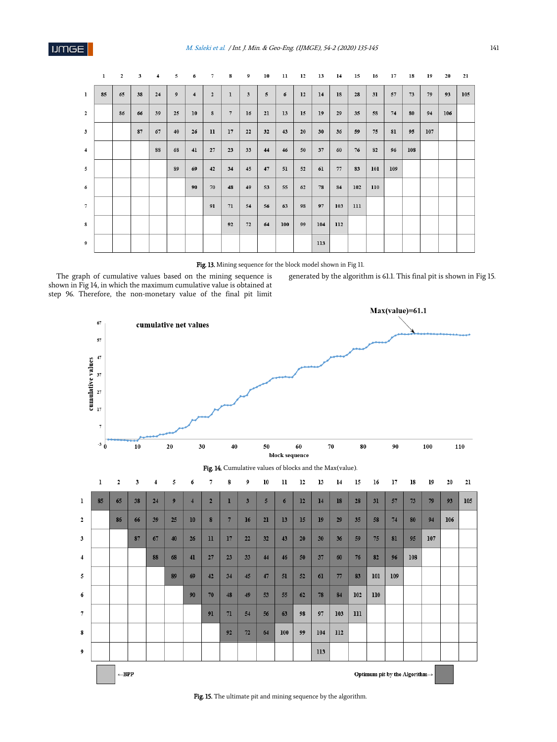| | 1 | 2 | 3 | 4 | 5 | 6 | 7 | 8 | 9 | 10 | 11 | 12 | 13 | 14 | 15 | 16 | 17 | 18 | 19 | 20 | 21 |
|---|---|---|---|---|---|---|---|---|---|---|---|---|---|---|---|---|---|---|---|---|---|
| 1 | 85 | 65 | 38 | 24 | 9 | 4 | 2 | 1 | 3 | 5 | 6 | 12 | 14 | 18 | 28 | 31 | 57 | 73 | 79 | 93 | 105 |
| 2 | | 86 | 66 | 39 | 25 | 10 | 8 | 7 | 16 | 21 | 13 | 15 | 19 | 29 | 35 | 58 | 74 | 80 | 94 | 106 | |
| 3 | | | 87 | 67 | 40 | 26 | 11 | 17 | 22 | 32 | 43 | 20 | 30 | 36 | 59 | 75 | 81 | 95 | 107 | | |
| 4 | | | | 88 | 68 | 41 | 27 | 23 | 33 | 44 | 46 | 50 | 37 | 60 | 76 | 82 | 96 | 108 | | | |
| 5 | | | | | 89 | 69 | 42 | 34 | 45 | 47 | 51 | 52 | 61 | 77 | 83 | 101 | 109 | | | | |
| 6 | | | | | | 90 | 70 | 48 | 49 | 53 | 55 | 62 | 78 | 84 | 102 | 110 | | | | | |
| 7 | | | | | | | 91 | 71 | 54 | 56 | 63 | 98 | 97 | 103 | 111 | | | | | | |
| 8 | | | | | | | | 92 | 72 | 64 | 100 | 99 | 104 | 112 | | | | | | | |
| 9 | | | | | | | | | | | | | 113 | | | | | | | | |

**Fig. 13.** Mining sequence for the block model shown in Fig 11.

The graph of cumulative values based on the mining sequence is shown in Fig 14, in which the maximum cumulative value is obtained at step 96. Therefore, the non-monetary value of the final pit limit generated by the algorithm is 61.1. This final pit is shown in Fig 15.

**Fig. 14.** Cumulative values of blocks and the Max(value).

| | 1 | 2 | 3 | 4 | 5 | 6 | 7 | 8 | 9 | 10 | 11 | 12 | 13 | 14 | 15 | 16 | 17 | 18 | 19 | 20 | 21 |
|---|---|---|---|---|---|---|---|---|---|---|---|---|---|---|---|---|---|---|---|---|---|
| 1 | 85 | 65 | 38 | 24 | 9 | 4 | 2 | 1 | 3 | 5 | 6 | 12 | 14 | 18 | 28 | 31 | 57 | 73 | 79 | 93 | 105 |
| 2 | | 86 | 66 | 39 | 25 | 10 | 8 | 7 | 16 | 21 | 13 | 15 | 19 | 29 | 35 | 58 | 74 | 80 | 94 | 106 | |
| 3 | | | 87 | 67 | 40 | 26 | 11 | 17 | 22 | 32 | 43 | 20 | 30 | 36 | 59 | 75 | 81 | 95 | 107 | | |
| 4 | | | | 88 | 68 | 41 | 27 | 23 | 33 | 44 | 46 | 50 | 37 | 60 | 76 | 82 | 96 | 108 | | | |
| 5 | | | | | 89 | 69 | 42 | 34 | 45 | 47 | 51 | 52 | 61 | 77 | 83 | 101 | 109 | | | | |
| 6 | | | | | | 90 | 70 | 48 | 49 | 53 | 55 | 62 | 78 | 84 | 102 | 110 | | | | | |
| 7 | | | | | | | 91 | 71 | 54 | 56 | 63 | 98 | 97 | 103 | 111 | | | | | | |
| 8 | | | | | | | | 92 | 72 | 64 | 100 | 99 | 104 | 112 | | | | | | | |
| 9 | | | | | | | | | | | | | 113 | | | | | | | | |

←BPP    Optimum pit by the Algorithm→

**Fig. 15.** The ultimate pit and mining sequence by the algorithm.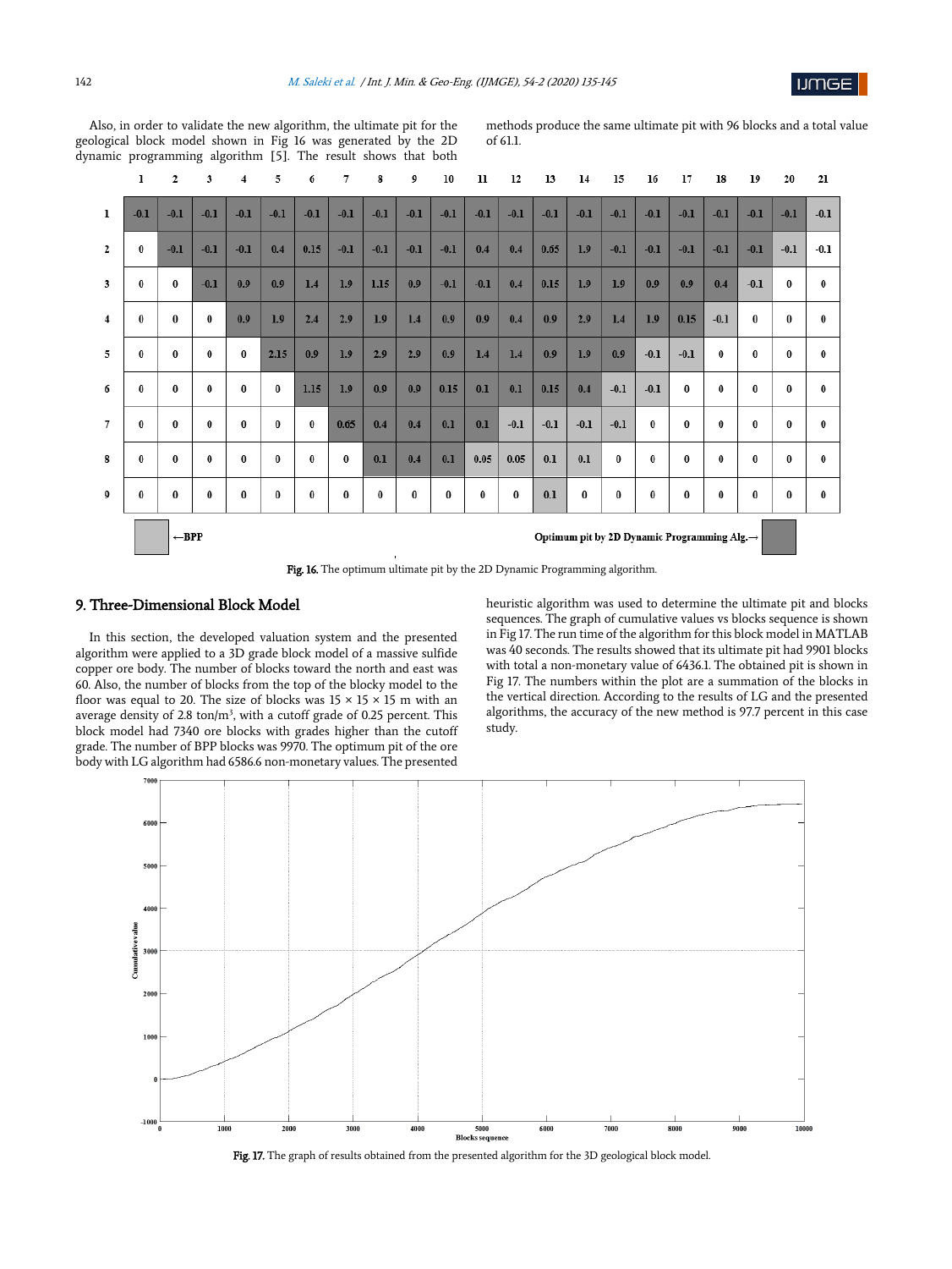Also, in order to validate the new algorithm, the ultimate pit for the geological block model shown in Fig 16 was generated by the 2D dynamic programming algorithm [5]. The result shows that both methods produce the same ultimate pit with 96 blocks and a total value of 61.1.

| | 1 | 2 | 3 | 4 | 5 | 6 | 7 | 8 | 9 | 10 | 11 | 12 | 13 | 14 | 15 | 16 | 17 | 18 | 19 | 20 | 21 |
|---|---|---|---|---|---|---|---|---|---|---|---|---|---|---|---|---|---|---|---|---|---|
| 1 | -0.1 | -0.1 | -0.1 | -0.1 | -0.1 | -0.1 | -0.1 | -0.1 | -0.1 | -0.1 | -0.1 | -0.1 | -0.1 | -0.1 | -0.1 | -0.1 | -0.1 | -0.1 | -0.1 | -0.1 | -0.1 |
| 2 | 0 | -0.1 | -0.1 | -0.1 | 0.4 | 0.15 | -0.1 | -0.1 | -0.1 | -0.1 | 0.4 | 0.4 | 0.65 | 1.9 | -0.1 | -0.1 | -0.1 | -0.1 | -0.1 | -0.1 | -0.1 |
| 3 | 0 | 0 | -0.1 | 0.9 | 0.9 | 1.4 | 1.9 | 1.15 | 0.9 | -0.1 | -0.1 | 0.4 | 0.15 | 1.9 | 1.9 | 0.9 | 0.9 | 0.4 | -0.1 | 0 | 0 |
| 4 | 0 | 0 | 0 | 0.9 | 1.9 | 2.4 | 2.9 | 1.9 | 1.4 | 0.9 | 0.9 | 0.4 | 0.9 | 2.9 | 1.4 | 1.9 | 0.15 | -0.1 | 0 | 0 | 0 |
| 5 | 0 | 0 | 0 | 0 | 2.15 | 0.9 | 1.9 | 2.9 | 2.9 | 0.9 | 1.4 | 1.4 | 0.9 | 1.9 | 0.9 | -0.1 | -0.1 | 0 | 0 | 0 | 0 |
| 6 | 0 | 0 | 0 | 0 | 0 | 1.15 | 1.9 | 0.9 | 0.9 | 0.15 | 0.1 | 0.1 | 0.15 | 0.4 | -0.1 | -0.1 | 0 | 0 | 0 | 0 | 0 |
| 7 | 0 | 0 | 0 | 0 | 0 | 0 | 0.65 | 0.4 | 0.4 | 0.1 | 0.1 | -0.1 | -0.1 | -0.1 | -0.1 | 0 | 0 | 0 | 0 | 0 | 0 |
| 8 | 0 | 0 | 0 | 0 | 0 | 0 | 0 | 0.1 | 0.4 | 0.1 | 0.05 | 0.05 | 0.1 | 0.1 | 0 | 0 | 0 | 0 | 0 | 0 | 0 |
| 9 | 0 | 0 | 0 | 0 | 0 | 0 | 0 | 0 | 0 | 0 | 0 | 0 | 0.1 | 0 | 0 | 0 | 0 | 0 | 0 | 0 | 0 |

←BPP    Optimum pit by 2D Dynamic Programming Alg.→

**Fig. 16.** The optimum ultimate pit by the 2D Dynamic Programming algorithm.

## 9. Three-Dimensional Block Model

In this section, the developed valuation system and the presented algorithm were applied to a 3D grade block model of a massive sulfide copper ore body. The number of blocks toward the north and east was 60. Also, the number of blocks from the top of the blocky model to the floor was equal to 20. The size of blocks was 15 × 15 × 15 m with an average density of 2.8 ton/m$^3$, with a cutoff grade of 0.25 percent. This block model had 7340 ore blocks with grades higher than the cutoff grade. The number of BPP blocks was 9970. The optimum pit of the ore body with LG algorithm had 6586.6 non-monetary values. The presented heuristic algorithm was used to determine the ultimate pit and blocks sequences. The graph of cumulative values vs blocks sequence is shown in Fig 17. The run time of the algorithm for this block model in MATLAB was 40 seconds. The results showed that its ultimate pit had 9901 blocks with total a non-monetary value of 6436.1. The obtained pit is shown in Fig 17. The numbers within the plot are a summation of the blocks in the vertical direction. According to the results of LG and the presented algorithms, the accuracy of the new method is 97.7 percent in this case study.

**Fig. 17.** The graph of results obtained from the presented algorithm for the 3D geological block model.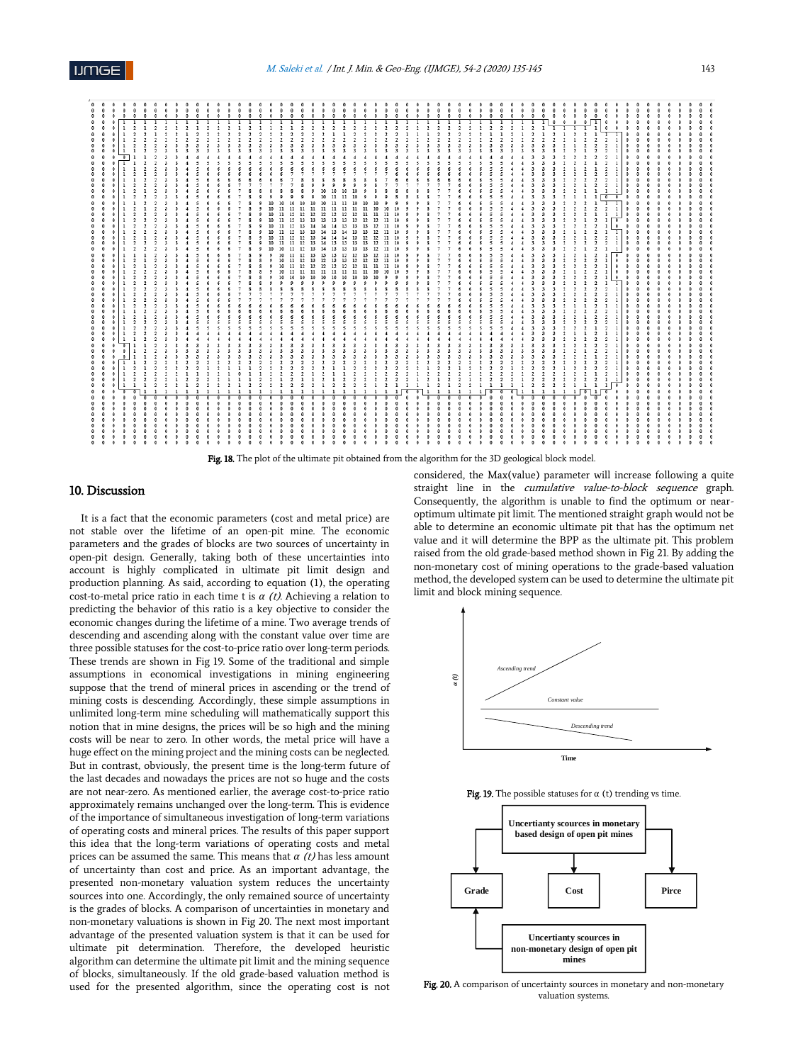Fig. 18. The plot of the ultimate pit obtained from the algorithm for the 3D geological block model.

## 10. Discussion

It is a fact that the economic parameters (cost and metal price) are not stable over the lifetime of an open-pit mine. The economic parameters and the grades of blocks are two sources of uncertainty in open-pit design. Generally, taking both of these uncertainties into account is highly complicated in ultimate pit limit design and production planning. As said, according to equation (1), the operating cost-to-metal price ratio in each time t is $\alpha$ *(t)*. Achieving a relation to predicting the behavior of this ratio is a key objective to consider the economic changes during the lifetime of a mine. Two average trends of descending and ascending along with the constant value over time are three possible statuses for the cost-to-price ratio over long-term periods. These trends are shown in Fig 19. Some of the traditional and simple assumptions in economical investigations in mining engineering suppose that the trend of mineral prices in ascending or the trend of mining costs is descending. Accordingly, these simple assumptions in unlimited long-term mine scheduling will mathematically support this notion that in mine designs, the prices will be so high and the mining costs will be near to zero. In other words, the metal price will have a huge effect on the mining project and the mining costs can be neglected. But in contrast, obviously, the present time is the long-term future of the last decades and nowadays the prices are not so huge and the costs are not near-zero. As mentioned earlier, the average cost-to-price ratio approximately remains unchanged over the long-term. This is evidence of the importance of simultaneous investigation of long-term variations of operating costs and mineral prices. The results of this paper support this idea that the long-term variations of operating costs and metal prices can be assumed the same. This means that $\alpha$ *(t)* has less amount of uncertainty than cost and price. As an important advantage, the presented non-monetary valuation system reduces the uncertainty sources into one. Accordingly, the only remained source of uncertainty is the grades of blocks. A comparison of uncertainties in monetary and non-monetary valuations is shown in Fig 20. The next most important advantage of the presented valuation system is that it can be used for ultimate pit determination. Therefore, the developed heuristic algorithm can determine the ultimate pit limit and the mining sequence of blocks, simultaneously. If the old grade-based valuation method is used for the presented algorithm, since the operating cost is not considered, the Max(value) parameter will increase following a quite straight line in the *cumulative value-to-block sequence* graph. Consequently, the algorithm is unable to find the optimum or near-optimum ultimate pit limit. The mentioned straight graph would not be able to determine an economic ultimate pit that has the optimum net value and it will determine the BPP as the ultimate pit. This problem raised from the old grade-based method shown in Fig 21. By adding the non-monetary cost of mining operations to the grade-based valuation method, the developed system can be used to determine the ultimate pit limit and block mining sequence.

Fig. 19. The possible statuses for α (t) trending vs time.

Fig. 20. A comparison of uncertainty sources in monetary and non-monetary valuation systems.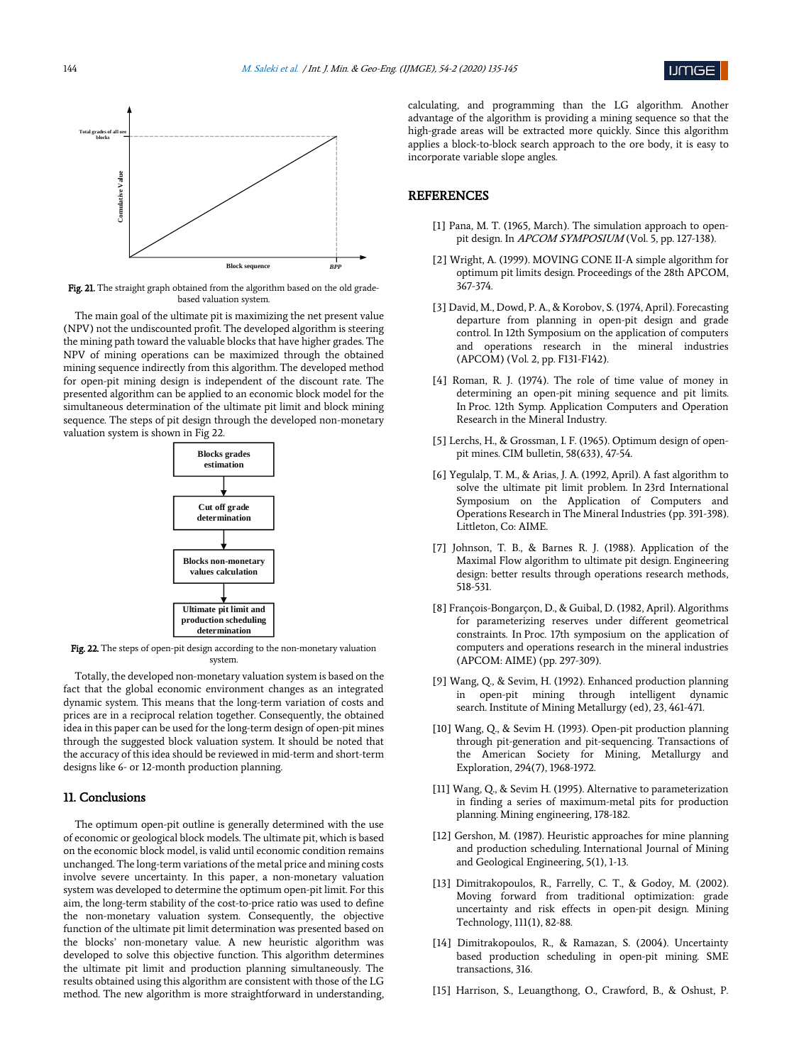Fig. 21. The straight graph obtained from the algorithm based on the old grade-based valuation system.

The main goal of the ultimate pit is maximizing the net present value (NPV) not the undiscounted profit. The developed algorithm is steering the mining path toward the valuable blocks that have higher grades. The NPV of mining operations can be maximized through the obtained mining sequence indirectly from this algorithm. The developed method for open-pit mining design is independent of the discount rate. The presented algorithm can be applied to an economic block model for the simultaneous determination of the ultimate pit limit and block mining sequence. The steps of pit design through the developed non-monetary valuation system is shown in Fig 22.

Fig. 22. The steps of open-pit design according to the non-monetary valuation system.

Totally, the developed non-monetary valuation system is based on the fact that the global economic environment changes as an integrated dynamic system. This means that the long-term variation of costs and prices are in a reciprocal relation together. Consequently, the obtained idea in this paper can be used for the long-term design of open-pit mines through the suggested block valuation system. It should be noted that the accuracy of this idea should be reviewed in mid-term and short-term designs like 6- or 12-month production planning.

## 11. Conclusions

The optimum open-pit outline is generally determined with the use of economic or geological block models. The ultimate pit, which is based on the economic block model, is valid until economic condition remains unchanged. The long-term variations of the metal price and mining costs involve severe uncertainty. In this paper, a non-monetary valuation system was developed to determine the optimum open-pit limit. For this aim, the long-term stability of the cost-to-price ratio was used to define the non-monetary valuation system. Consequently, the objective function of the ultimate pit limit determination was presented based on the blocks' non-monetary value. A new heuristic algorithm was developed to solve this objective function. This algorithm determines the ultimate pit limit and production planning simultaneously. The results obtained using this algorithm are consistent with those of the LG method. The new algorithm is more straightforward in understanding, calculating, and programming than the LG algorithm. Another advantage of the algorithm is providing a mining sequence so that the high-grade areas will be extracted more quickly. Since this algorithm applies a block-to-block search approach to the ore body, it is easy to incorporate variable slope angles.

## REFERENCES

[1] Pana, M. T. (1965, March). The simulation approach to open-pit design. In *APCOM SYMPOSIUM* (Vol. 5, pp. 127-138).

[2] Wright, A. (1999). MOVING CONE II-A simple algorithm for optimum pit limits design. Proceedings of the 28th APCOM, 367-374.

[3] David, M., Dowd, P. A., & Korobov, S. (1974, April). Forecasting departure from planning in open-pit design and grade control. In 12th Symposium on the application of computers and operations research in the mineral industries (APCOM) (Vol. 2, pp. F131-F142).

[4] Roman, R. J. (1974). The role of time value of money in determining an open-pit mining sequence and pit limits. In Proc. 12th Symp. Application Computers and Operation Research in the Mineral Industry.

[5] Lerchs, H., & Grossman, I. F. (1965). Optimum design of open-pit mines. CIM bulletin, 58(633), 47-54.

[6] Yegulalp, T. M., & Arias, J. A. (1992, April). A fast algorithm to solve the ultimate pit limit problem. In 23rd International Symposium on the Application of Computers and Operations Research in The Mineral Industries (pp. 391-398). Littleton, Co: AIME.

[7] Johnson, T. B., & Barnes R. J. (1988). Application of the Maximal Flow algorithm to ultimate pit design. Engineering design: better results through operations research methods, 518-531.

[8] François-Bongarçon, D., & Guibal, D. (1982, April). Algorithms for parameterizing reserves under different geometrical constraints. In Proc. 17th symposium on the application of computers and operations research in the mineral industries (APCOM: AIME) (pp. 297-309).

[9] Wang, Q., & Sevim, H. (1992). Enhanced production planning in open-pit mining through intelligent dynamic search. Institute of Mining Metallurgy (ed), 23, 461-471.

[10] Wang, Q., & Sevim H. (1993). Open-pit production planning through pit-generation and pit-sequencing. Transactions of the American Society for Mining, Metallurgy and Exploration, 294(7), 1968-1972.

[11] Wang, Q., & Sevim H. (1995). Alternative to parameterization in finding a series of maximum-metal pits for production planning. Mining engineering, 178-182.

[12] Gershon, M. (1987). Heuristic approaches for mine planning and production scheduling. International Journal of Mining and Geological Engineering, 5(1), 1-13.

[13] Dimitrakopoulos, R., Farrelly, C. T., & Godoy, M. (2002). Moving forward from traditional optimization: grade uncertainty and risk effects in open-pit design. Mining Technology, 111(1), 82-88.

[14] Dimitrakopoulos, R., & Ramazan, S. (2004). Uncertainty based production scheduling in open-pit mining. SME transactions, 316.

[15] Harrison, S., Leuangthong, O., Crawford, B., & Oshust, P.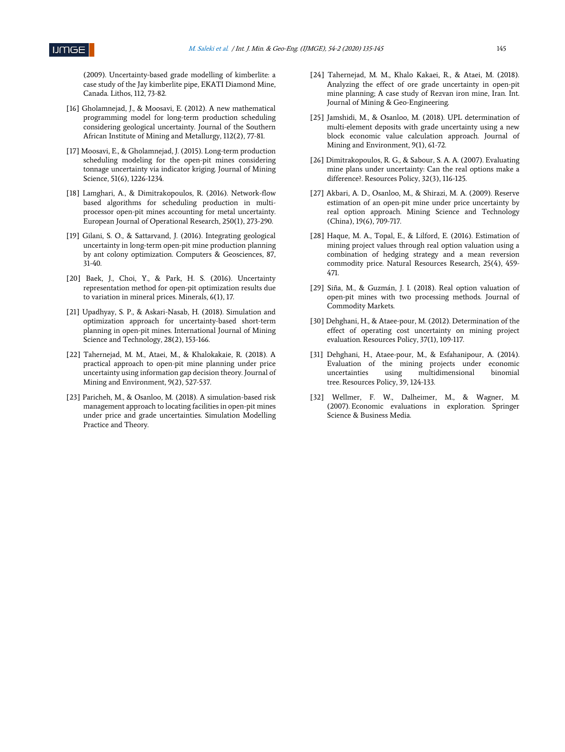(2009). Uncertainty-based grade modelling of kimberlite: a case study of the Jay kimberlite pipe, EKATI Diamond Mine, Canada. Lithos, 112, 73-82.

[16] Gholamnejad, J., & Moosavi, E. (2012). A new mathematical programming model for long-term production scheduling considering geological uncertainty. Journal of the Southern African Institute of Mining and Metallurgy, 112(2), 77-81.

[17] Moosavi, E., & Gholamnejad, J. (2015). Long-term production scheduling modeling for the open-pit mines considering tonnage uncertainty via indicator kriging. Journal of Mining Science, 51(6), 1226-1234.

[18] Lamghari, A., & Dimitrakopoulos, R. (2016). Network-flow based algorithms for scheduling production in multi-processor open-pit mines accounting for metal uncertainty. European Journal of Operational Research, 250(1), 273-290.

[19] Gilani, S. O., & Sattarvand, J. (2016). Integrating geological uncertainty in long-term open-pit mine production planning by ant colony optimization. Computers & Geosciences, 87, 31-40.

[20] Baek, J., Choi, Y., & Park, H. S. (2016). Uncertainty representation method for open-pit optimization results due to variation in mineral prices. Minerals, 6(1), 17.

[21] Upadhyay, S. P., & Askari-Nasab, H. (2018). Simulation and optimization approach for uncertainty-based short-term planning in open-pit mines. International Journal of Mining Science and Technology, 28(2), 153-166.

[22] Tahernejad, M. M., Ataei, M., & Khalokakaie, R. (2018). A practical approach to open-pit mine planning under price uncertainty using information gap decision theory. Journal of Mining and Environment, 9(2), 527-537.

[23] Paricheh, M., & Osanloo, M. (2018). A simulation-based risk management approach to locating facilities in open-pit mines under price and grade uncertainties. Simulation Modelling Practice and Theory.

[24] Tahernejad, M. M., Khalo Kakaei, R., & Ataei, M. (2018). Analyzing the effect of ore grade uncertainty in open-pit mine planning; A case study of Rezvan iron mine, Iran. Int. Journal of Mining & Geo-Engineering.

[25] Jamshidi, M., & Osanloo, M. (2018). UPL determination of multi-element deposits with grade uncertainty using a new block economic value calculation approach. Journal of Mining and Environment, 9(1), 61-72.

[26] Dimitrakopoulos, R. G., & Sabour, S. A. A. (2007). Evaluating mine plans under uncertainty: Can the real options make a difference?. Resources Policy, 32(3), 116-125.

[27] Akbari, A. D., Osanloo, M., & Shirazi, M. A. (2009). Reserve estimation of an open-pit mine under price uncertainty by real option approach. Mining Science and Technology (China), 19(6), 709-717.

[28] Haque, M. A., Topal, E., & Lilford, E. (2016). Estimation of mining project values through real option valuation using a combination of hedging strategy and a mean reversion commodity price. Natural Resources Research, 25(4), 459-471.

[29] Siña, M., & Guzmán, J. I. (2018). Real option valuation of open-pit mines with two processing methods. Journal of Commodity Markets.

[30] Dehghani, H., & Ataee-pour, M. (2012). Determination of the effect of operating cost uncertainty on mining project evaluation. Resources Policy, 37(1), 109-117.

[31] Dehghani, H., Ataee-pour, M., & Esfahanipour, A. (2014). Evaluation of the mining projects under economic uncertainties using multidimensional binomial tree. Resources Policy, 39, 124-133.

[32] Wellmer, F. W., Dalheimer, M., & Wagner, M. (2007). Economic evaluations in exploration. Springer Science & Business Media.